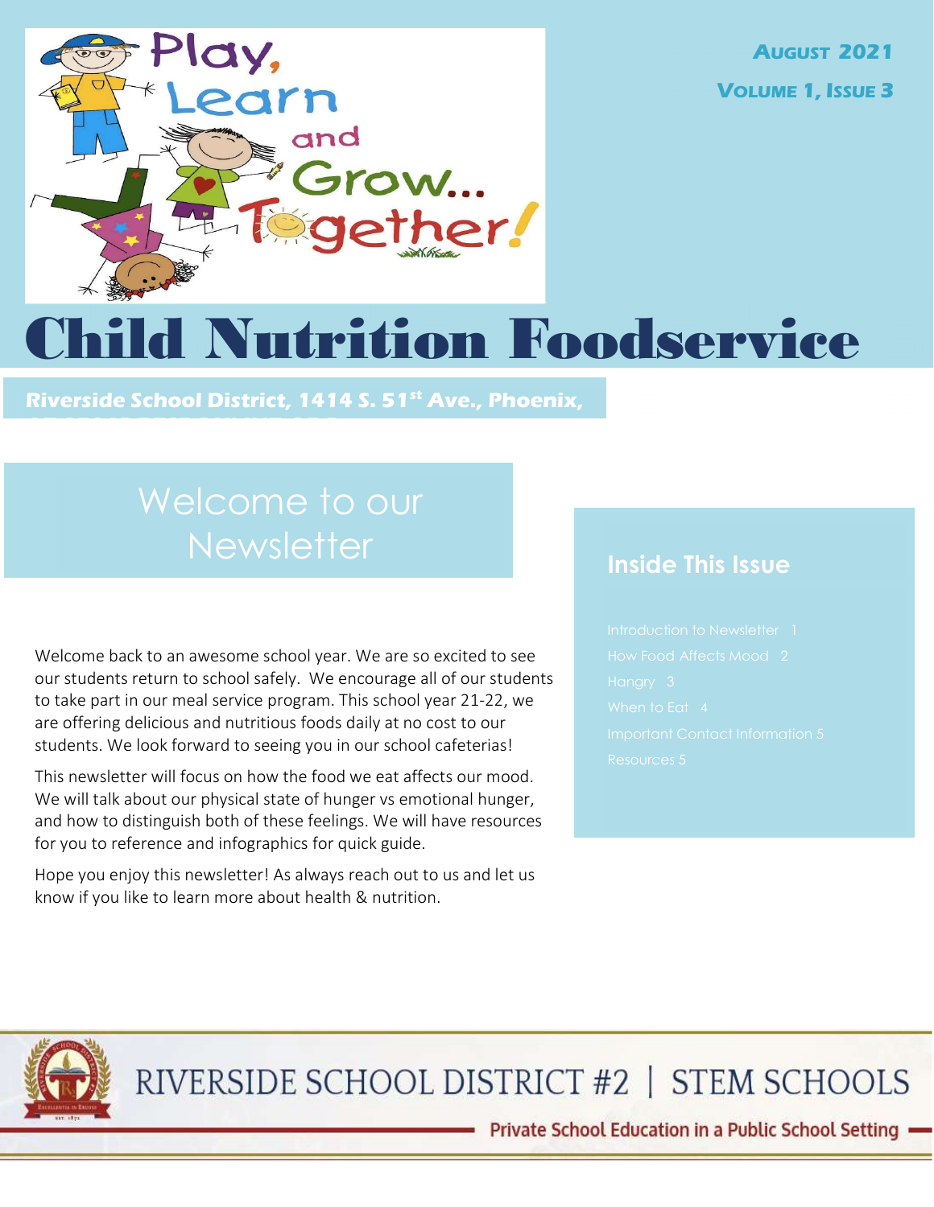# Child Nutrition Foodservice

**August 2021**

**Volume 1, Issue 3**

**Riverside School District, 1414 S. 51st Ave., Phoenix,**

## Welcome to our Newsletter

Welcome back to an awesome school year. We are so excited to see our students return to school safely. We encourage all of our students to take part in our meal service program. This school year 21-22, we are offering delicious and nutritious foods daily at no cost to our students. We look forward to seeing you in our school cafeterias!

This newsletter will focus on how the food we eat affects our mood. We will talk about our physical state of hunger vs emotional hunger, and how to distinguish both of these feelings. We will have resources for you to reference and infographics for quick guide.

Hope you enjoy this newsletter! As always reach out to us and let us know if you like to learn more about health & nutrition.

### Inside This Issue

- Introduction to Newsletter 1
- How Food Affects Mood 2
- Hangry 3
- When to Eat 4
- Important Contact Information 5
- Resources 5

RIVERSIDE SCHOOL DISTRICT #2 | STEM SCHOOLS

Private School Education in a Public School Setting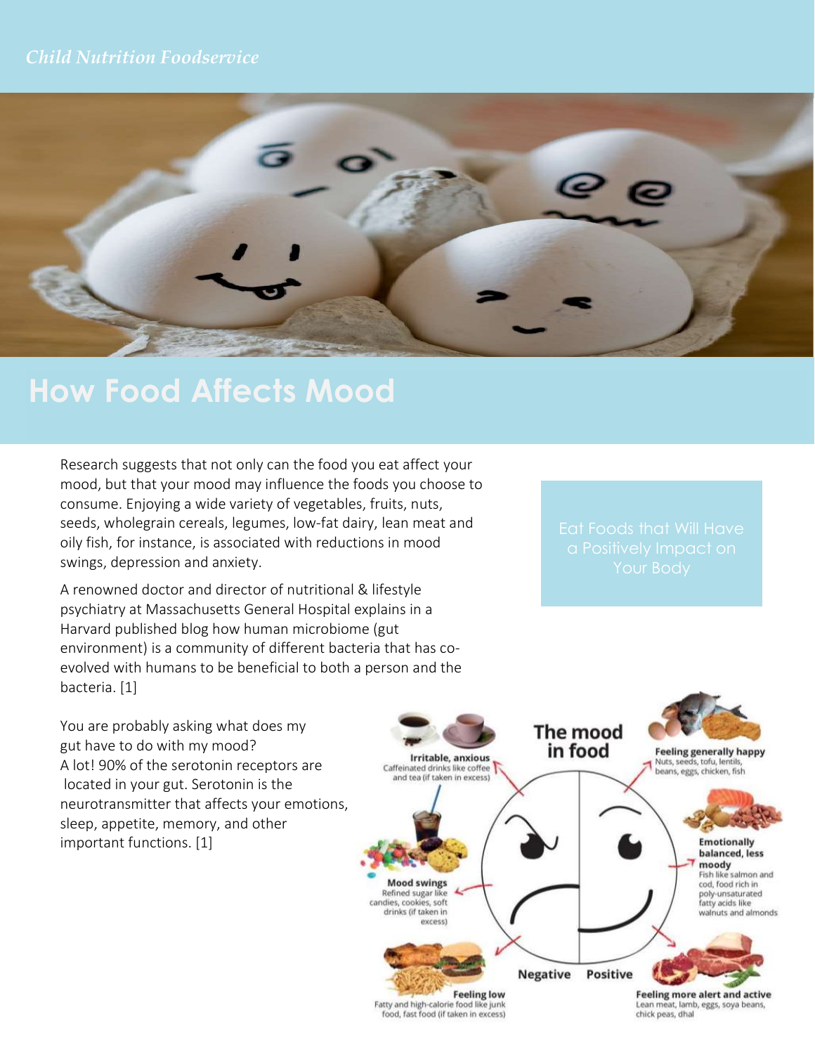*Child Nutrition Foodservice*

# How Food Affects Mood

Research suggests that not only can the food you eat affect your mood, but that your mood may influence the foods you choose to consume. Enjoying a wide variety of vegetables, fruits, nuts, seeds, wholegrain cereals, legumes, low-fat dairy, lean meat and oily fish, for instance, is associated with reductions in mood swings, depression and anxiety.

A renowned doctor and director of nutritional & lifestyle psychiatry at Massachusetts General Hospital explains in a Harvard published blog how human microbiome (gut environment) is a community of different bacteria that has co-evolved with humans to be beneficial to both a person and the bacteria. [1]

Eat Foods that Will Have a Positively Impact on Your Body

You are probably asking what does my gut have to do with my mood? A lot! 90% of the serotonin receptors are located in your gut. Serotonin is the neurotransmitter that affects your emotions, sleep, appetite, memory, and other important functions. [1]

**The mood in food**

**Negative**

- **Irritable, anxious** — Caffeinated drinks like coffee and tea (if taken in excess)
- **Mood swings** — Refined sugar like candies, cookies, soft drinks (if taken in excess)
- **Feeling low** — Fatty and high-calorie food like junk food, fast food (if taken in excess)

**Positive**

- **Feeling generally happy** — Nuts, seeds, tofu, lentils, beans, eggs, chicken, fish
- **Emotionally balanced, less moody** — Fish like salmon and cod, food rich in poly-unsaturated fatty acids like walnuts and almonds
- **Feeling more alert and active** — Lean meat, lamb, eggs, soya beans, chick peas, dhal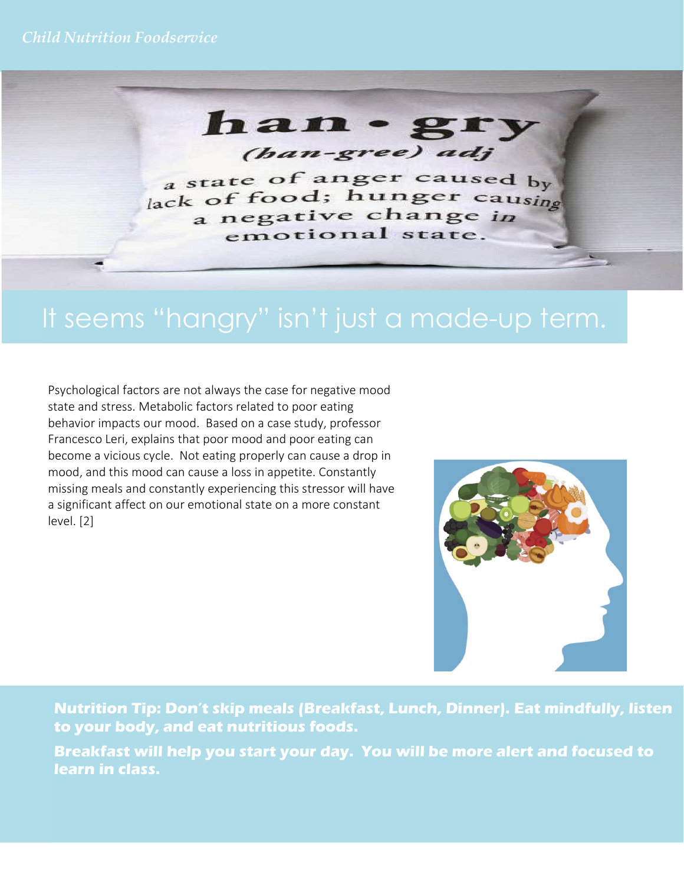*Child Nutrition Foodservice*

# It seems "hangry" isn't just a made-up term.

Psychological factors are not always the case for negative mood state and stress. Metabolic factors related to poor eating behavior impacts our mood. Based on a case study, professor Francesco Leri, explains that poor mood and poor eating can become a vicious cycle. Not eating properly can cause a drop in mood, and this mood can cause a loss in appetite. Constantly missing meals and constantly experiencing this stressor will have a significant affect on our emotional state on a more constant level. [2]

**Nutrition Tip: Don't skip meals (Breakfast, Lunch, Dinner). Eat mindfully, listen to your body, and eat nutritious foods.**

**Breakfast will help you start your day. You will be more alert and focused to learn in class.**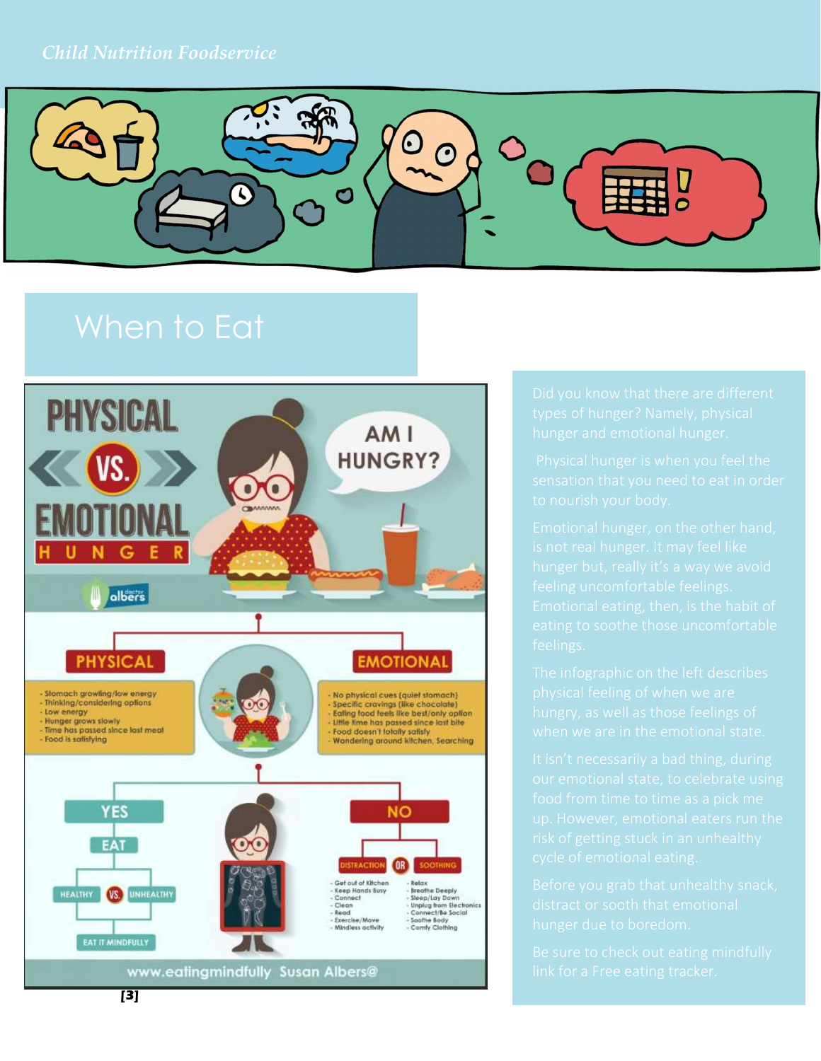# When to Eat

## PHYSICAL VS. EMOTIONAL HUNGER

AM I HUNGRY?

| PHYSICAL | EMOTIONAL |
| --- | --- |
| - Stomach growling/low energy<br>- Thinking/considering options<br>- Low energy<br>- Hunger grows slowly<br>- Time has passed since last meal<br>- Food is satisfying | - No physical cues (quiet stomach)<br>- Specific cravings (like chocolate)<br>- Eating food feels like best/only option<br>- Little time has passed since last bite<br>- Food doesn't totally satisfy<br>- Wandering around kitchen, Searching |

**YES** → EAT → HEALTHY VS. UNHEALTHY → EAT IT MINDFULLY

**NO** → DISTRACTION OR SOOTHING

| DISTRACTION | SOOTHING |
| --- | --- |
| - Get out of Kitchen<br>- Keep Hands Busy<br>- Connect<br>- Clean<br>- Read<br>- Exercise/Move<br>- Mindless activity | - Relax<br>- Breathe Deeply<br>- Sleep/Lay Down<br>- Unplug from Electronics<br>- Connect/Be Social<br>- Soothe Body<br>- Comfy Clothing |

www.eatingmindfully Susan Albers@

[3]

Did you know that there are different types of hunger? Namely, physical hunger and emotional hunger.

Physical hunger is when you feel the sensation that you need to eat in order to nourish your body.

Emotional hunger, on the other hand, is not real hunger. It may feel like hunger but, really it's a way we avoid feeling uncomfortable feelings. Emotional eating, then, is the habit of eating to soothe those uncomfortable feelings.

The infographic on the left describes physical feeling of when we are hungry, as well as those feelings of when we are in the emotional state.

It isn't necessarily a bad thing, during our emotional state, to celebrate using food from time to time as a pick me up. However, emotional eaters run the risk of getting stuck in an unhealthy cycle of emotional eating.

Before you grab that unhealthy snack, distract or sooth that emotional hunger due to boredom.

Be sure to check out eating mindfully link for a Free eating tracker.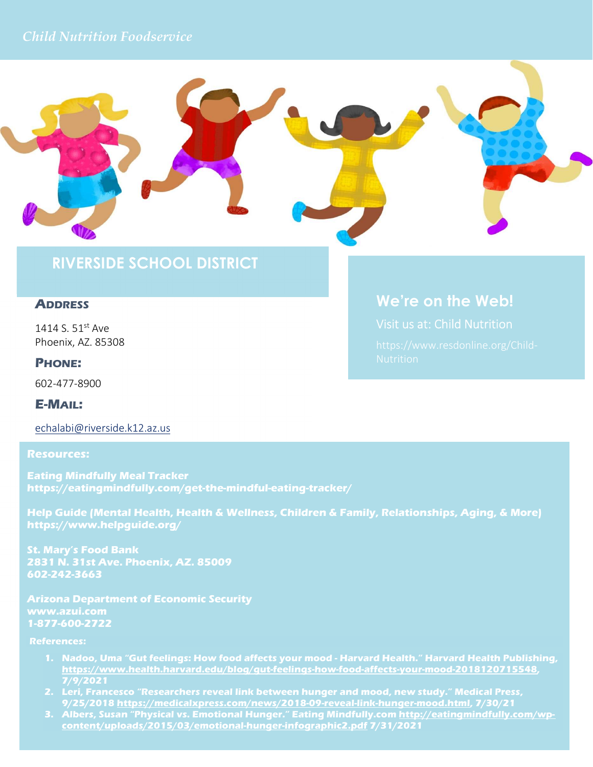*Child Nutrition Foodservice*

## RIVERSIDE SCHOOL DISTRICT

### Address

1414 S. 51st Ave
Phoenix, AZ. 85308

### Phone:

602-477-8900

### E-Mail:

echalabi@riverside.k12.az.us

## We're on the Web!

Visit us at: Child Nutrition

https://www.resdonline.org/Child-Nutrition

**Resources:**

**Eating Mindfully Meal Tracker**
**https://eatingmindfully.com/get-the-mindful-eating-tracker/**

**Help Guide (Mental Health, Health & Wellness, Children & Family, Relationships, Aging, & More)**
**https://www.helpguide.org/**

**St. Mary's Food Bank**
**2831 N. 31st Ave. Phoenix, AZ. 85009**
**602-242-3663**

**Arizona Department of Economic Security**
**www.azui.com**
**1-877-600-2722**

**References:**

1. **Nadoo, Uma "Gut feelings: How food affects your mood - Harvard Health." Harvard Health Publishing, https://www.health.harvard.edu/blog/gut-feelings-how-food-affects-your-mood-2018120715548, 7/9/2021**
2. **Leri, Francesco "Researchers reveal link between hunger and mood, new study." Medical Press, 9/25/2018 https://medicalxpress.com/news/2018-09-reveal-link-hunger-mood.html, 7/30/21**
3. **Albers, Susan "Physical vs. Emotional Hunger." Eating Mindfully.com http://eatingmindfully.com/wp-content/uploads/2015/03/emotional-hunger-infographic2.pdf 7/31/2021**